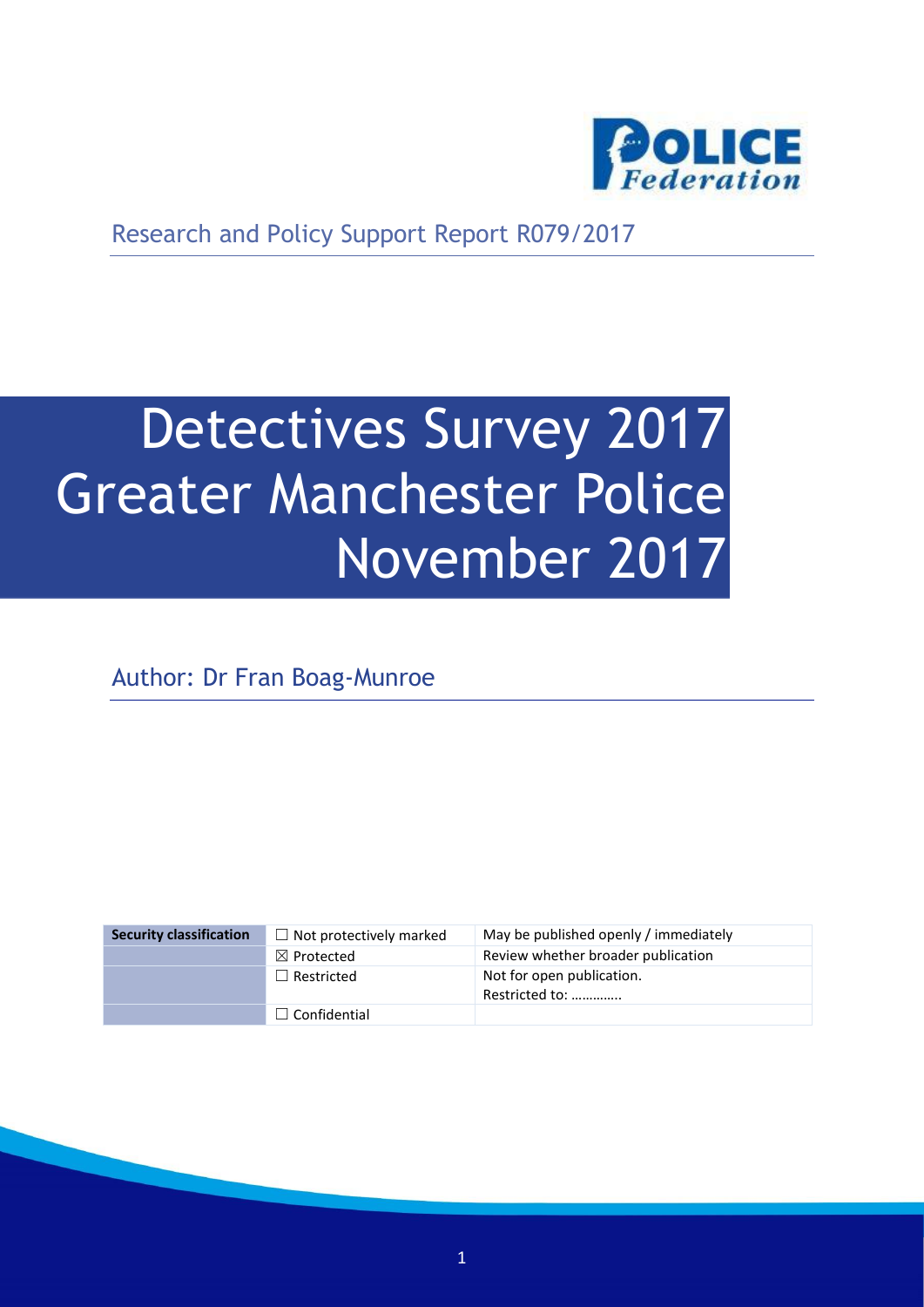Research and Policy Support Report R079/2017

# Detectives Survey 2017 Greater Manchester Police November 2017

Author: Dr Fran Boag-Munroe

| Security classification | ☐ Not protectively marked | May be published openly / immediately |
|---|---|---|
| | ☒ Protected | Review whether broader publication |
| | ☐ Restricted | Not for open publication. Restricted to: ………….. |
| | ☐ Confidential | |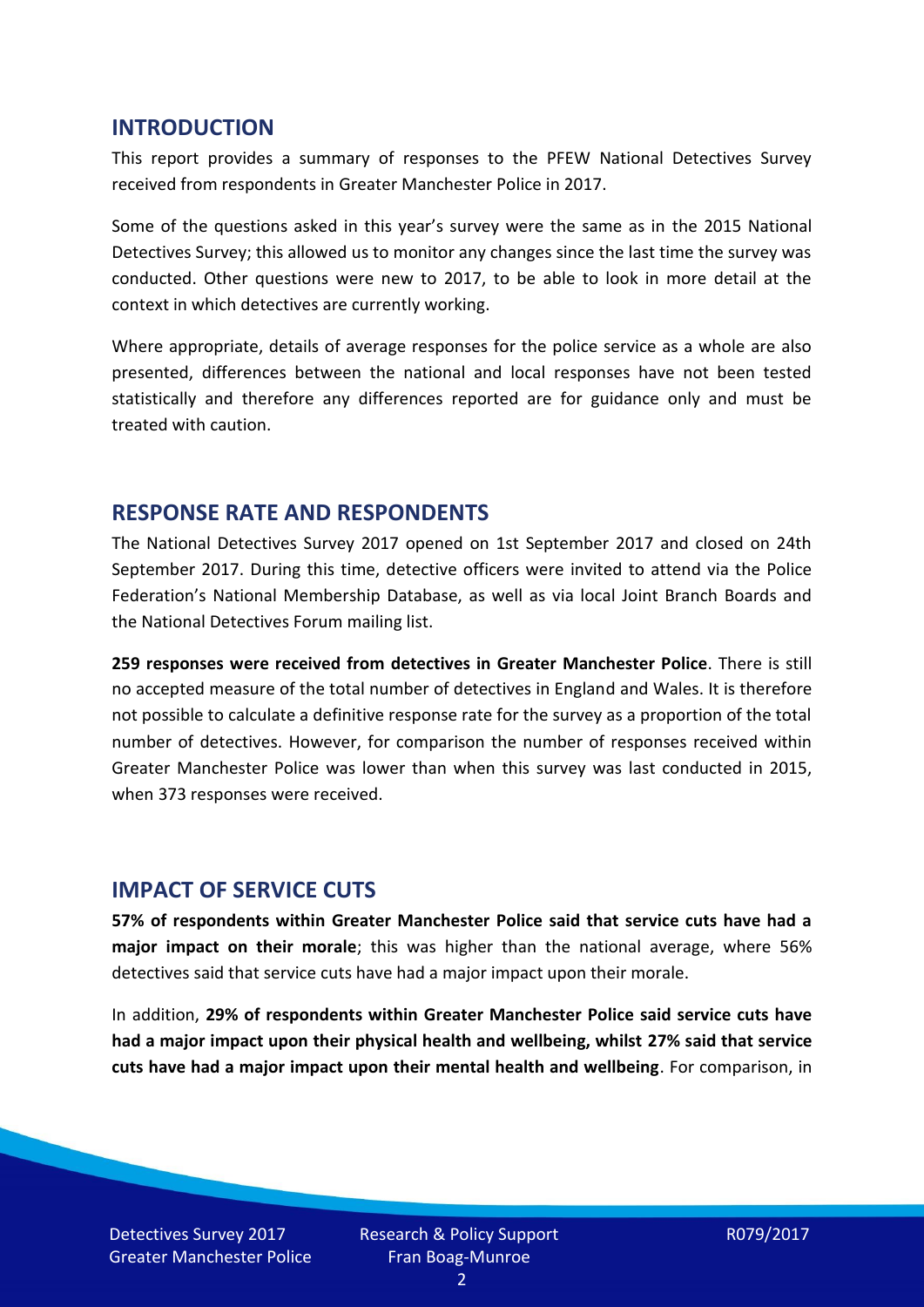## INTRODUCTION

This report provides a summary of responses to the PFEW National Detectives Survey received from respondents in Greater Manchester Police in 2017.

Some of the questions asked in this year's survey were the same as in the 2015 National Detectives Survey; this allowed us to monitor any changes since the last time the survey was conducted. Other questions were new to 2017, to be able to look in more detail at the context in which detectives are currently working.

Where appropriate, details of average responses for the police service as a whole are also presented, differences between the national and local responses have not been tested statistically and therefore any differences reported are for guidance only and must be treated with caution.

## RESPONSE RATE AND RESPONDENTS

The National Detectives Survey 2017 opened on 1st September 2017 and closed on 24th September 2017. During this time, detective officers were invited to attend via the Police Federation's National Membership Database, as well as via local Joint Branch Boards and the National Detectives Forum mailing list.

**259 responses were received from detectives in Greater Manchester Police**. There is still no accepted measure of the total number of detectives in England and Wales. It is therefore not possible to calculate a definitive response rate for the survey as a proportion of the total number of detectives. However, for comparison the number of responses received within Greater Manchester Police was lower than when this survey was last conducted in 2015, when 373 responses were received.

## IMPACT OF SERVICE CUTS

**57% of respondents within Greater Manchester Police said that service cuts have had a major impact on their morale**; this was higher than the national average, where 56% detectives said that service cuts have had a major impact upon their morale.

In addition, **29% of respondents within Greater Manchester Police said service cuts have had a major impact upon their physical health and wellbeing, whilst 27% said that service cuts have had a major impact upon their mental health and wellbeing**. For comparison, in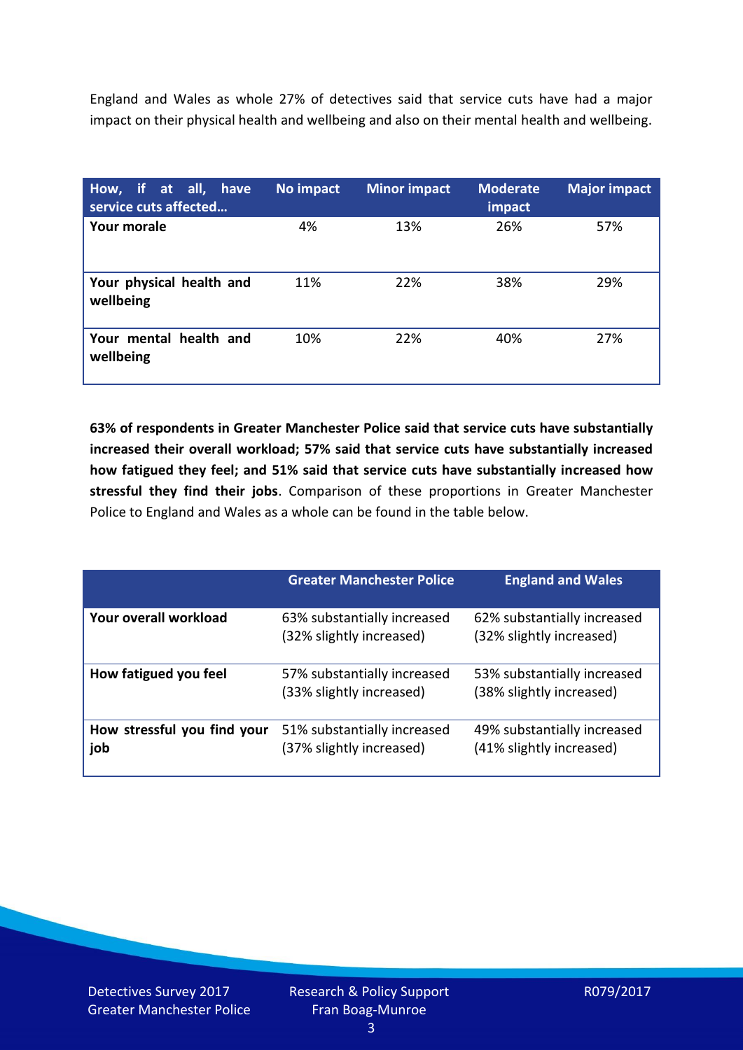England and Wales as whole 27% of detectives said that service cuts have had a major impact on their physical health and wellbeing and also on their mental health and wellbeing.

| How, if at all, have service cuts affected… | No impact | Minor impact | Moderate impact | Major impact |
|---|---|---|---|---|
| **Your morale** | 4% | 13% | 26% | 57% |
| **Your physical health and wellbeing** | 11% | 22% | 38% | 29% |
| **Your mental health and wellbeing** | 10% | 22% | 40% | 27% |

**63% of respondents in Greater Manchester Police said that service cuts have substantially increased their overall workload; 57% said that service cuts have substantially increased how fatigued they feel; and 51% said that service cuts have substantially increased how stressful they find their jobs**. Comparison of these proportions in Greater Manchester Police to England and Wales as a whole can be found in the table below.

| | Greater Manchester Police | England and Wales |
|---|---|---|
| **Your overall workload** | 63% substantially increased (32% slightly increased) | 62% substantially increased (32% slightly increased) |
| **How fatigued you feel** | 57% substantially increased (33% slightly increased) | 53% substantially increased (38% slightly increased) |
| **How stressful you find your job** | 51% substantially increased (37% slightly increased) | 49% substantially increased (41% slightly increased) |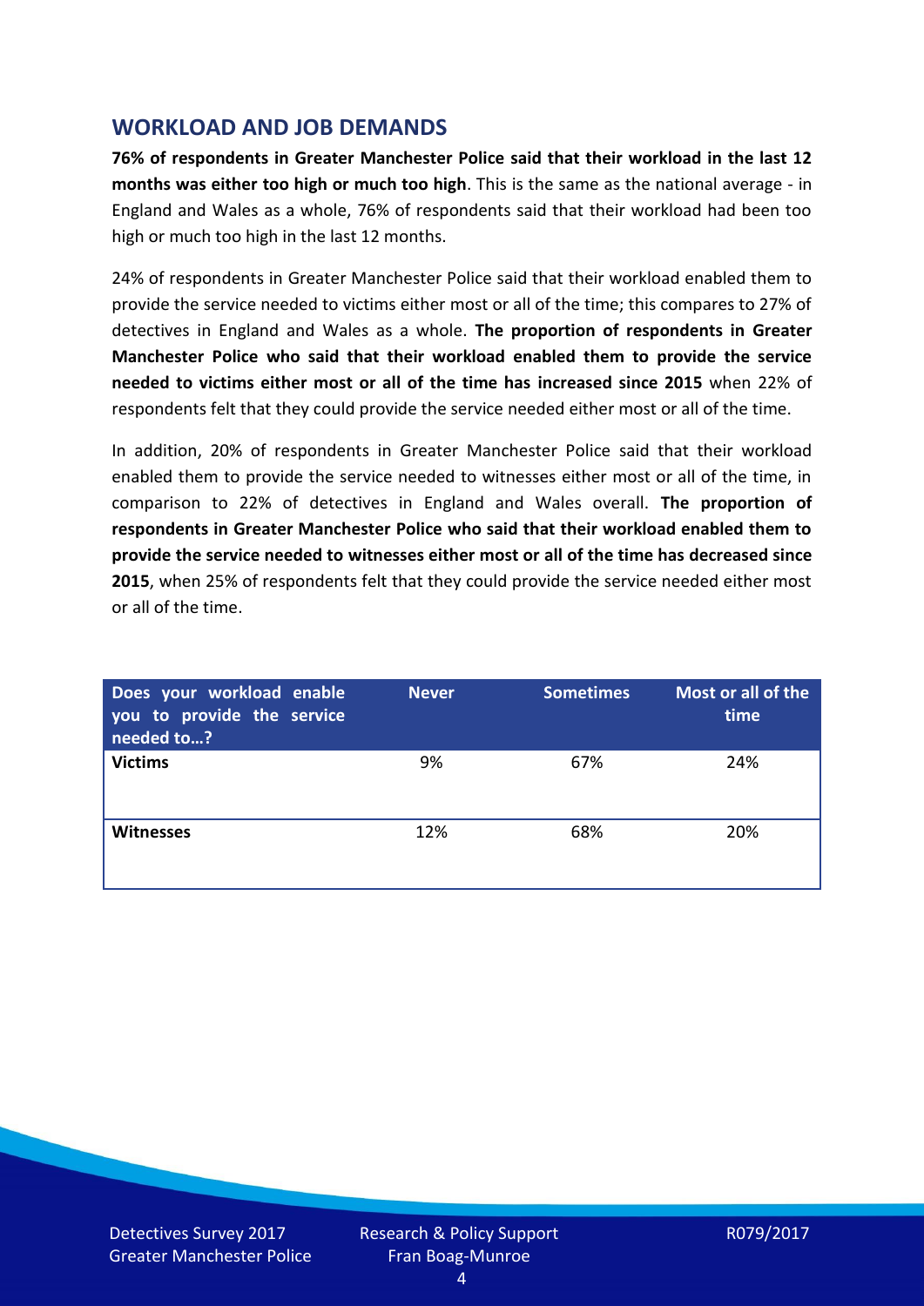## WORKLOAD AND JOB DEMANDS

**76% of respondents in Greater Manchester Police said that their workload in the last 12 months was either too high or much too high**. This is the same as the national average - in England and Wales as a whole, 76% of respondents said that their workload had been too high or much too high in the last 12 months.

24% of respondents in Greater Manchester Police said that their workload enabled them to provide the service needed to victims either most or all of the time; this compares to 27% of detectives in England and Wales as a whole. **The proportion of respondents in Greater Manchester Police who said that their workload enabled them to provide the service needed to victims either most or all of the time has increased since 2015** when 22% of respondents felt that they could provide the service needed either most or all of the time.

In addition, 20% of respondents in Greater Manchester Police said that their workload enabled them to provide the service needed to witnesses either most or all of the time, in comparison to 22% of detectives in England and Wales overall. **The proportion of respondents in Greater Manchester Police who said that their workload enabled them to provide the service needed to witnesses either most or all of the time has decreased since 2015**, when 25% of respondents felt that they could provide the service needed either most or all of the time.

| Does your workload enable you to provide the service needed to…? | Never | Sometimes | Most or all of the time |
|---|---|---|---|
| **Victims** | 9% | 67% | 24% |
| **Witnesses** | 12% | 68% | 20% |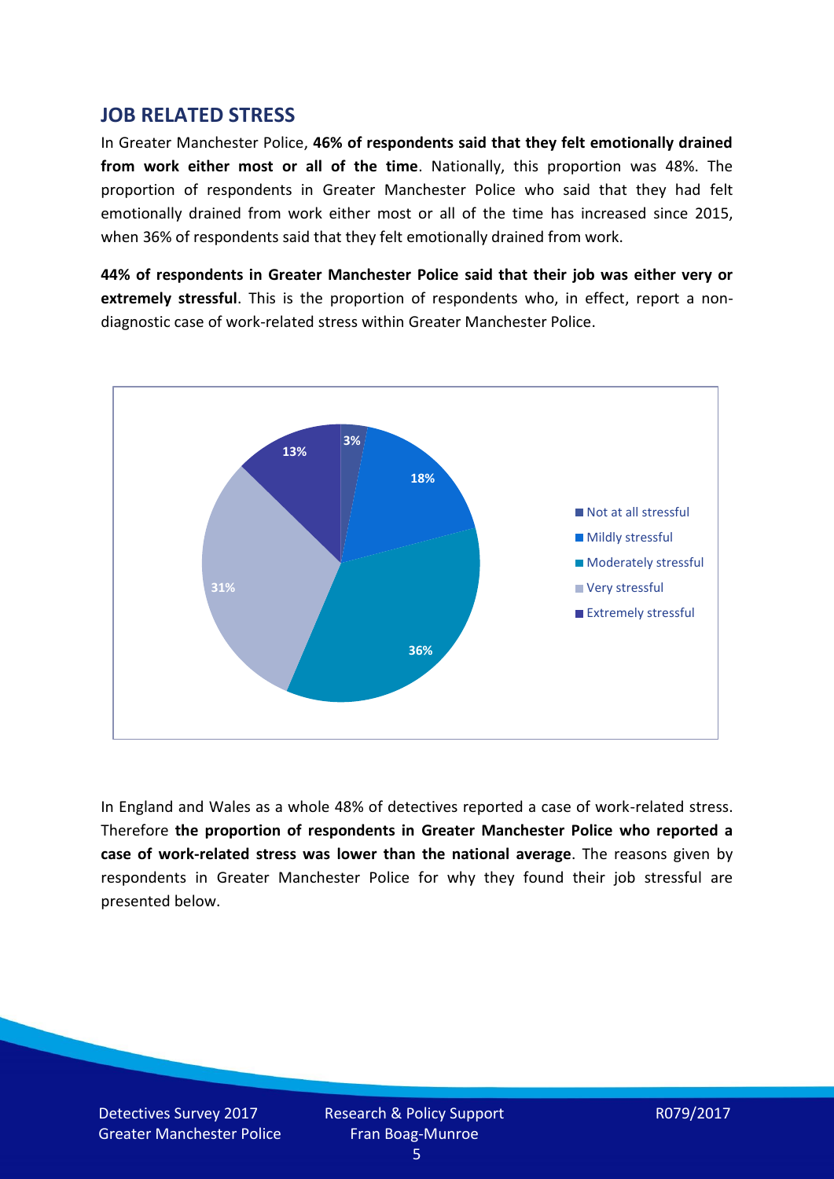## JOB RELATED STRESS

In Greater Manchester Police, **46% of respondents said that they felt emotionally drained from work either most or all of the time**. Nationally, this proportion was 48%. The proportion of respondents in Greater Manchester Police who said that they had felt emotionally drained from work either most or all of the time has increased since 2015, when 36% of respondents said that they felt emotionally drained from work.

**44% of respondents in Greater Manchester Police said that their job was either very or extremely stressful**. This is the proportion of respondents who, in effect, report a non-diagnostic case of work-related stress within Greater Manchester Police.

| Category | Percentage |
| --- | --- |
| Not at all stressful | 3% |
| Mildly stressful | 18% |
| Moderately stressful | 36% |
| Very stressful | 31% |
| Extremely stressful | 13% |

In England and Wales as a whole 48% of detectives reported a case of work-related stress. Therefore **the proportion of respondents in Greater Manchester Police who reported a case of work-related stress was lower than the national average**. The reasons given by respondents in Greater Manchester Police for why they found their job stressful are presented below.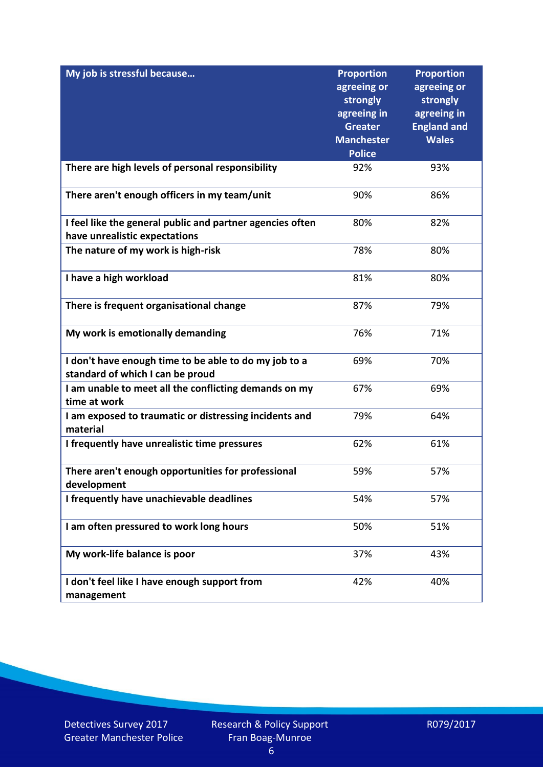| My job is stressful because… | Proportion agreeing or strongly agreeing in Greater Manchester Police | Proportion agreeing or strongly agreeing in England and Wales |
|---|---|---|
| **There are high levels of personal responsibility** | 92% | 93% |
| **There aren't enough officers in my team/unit** | 90% | 86% |
| **I feel like the general public and partner agencies often have unrealistic expectations** | 80% | 82% |
| **The nature of my work is high-risk** | 78% | 80% |
| **I have a high workload** | 81% | 80% |
| **There is frequent organisational change** | 87% | 79% |
| **My work is emotionally demanding** | 76% | 71% |
| **I don't have enough time to be able to do my job to a standard of which I can be proud** | 69% | 70% |
| **I am unable to meet all the conflicting demands on my time at work** | 67% | 69% |
| **I am exposed to traumatic or distressing incidents and material** | 79% | 64% |
| **I frequently have unrealistic time pressures** | 62% | 61% |
| **There aren't enough opportunities for professional development** | 59% | 57% |
| **I frequently have unachievable deadlines** | 54% | 57% |
| **I am often pressured to work long hours** | 50% | 51% |
| **My work-life balance is poor** | 37% | 43% |
| **I don't feel like I have enough support from management** | 42% | 40% |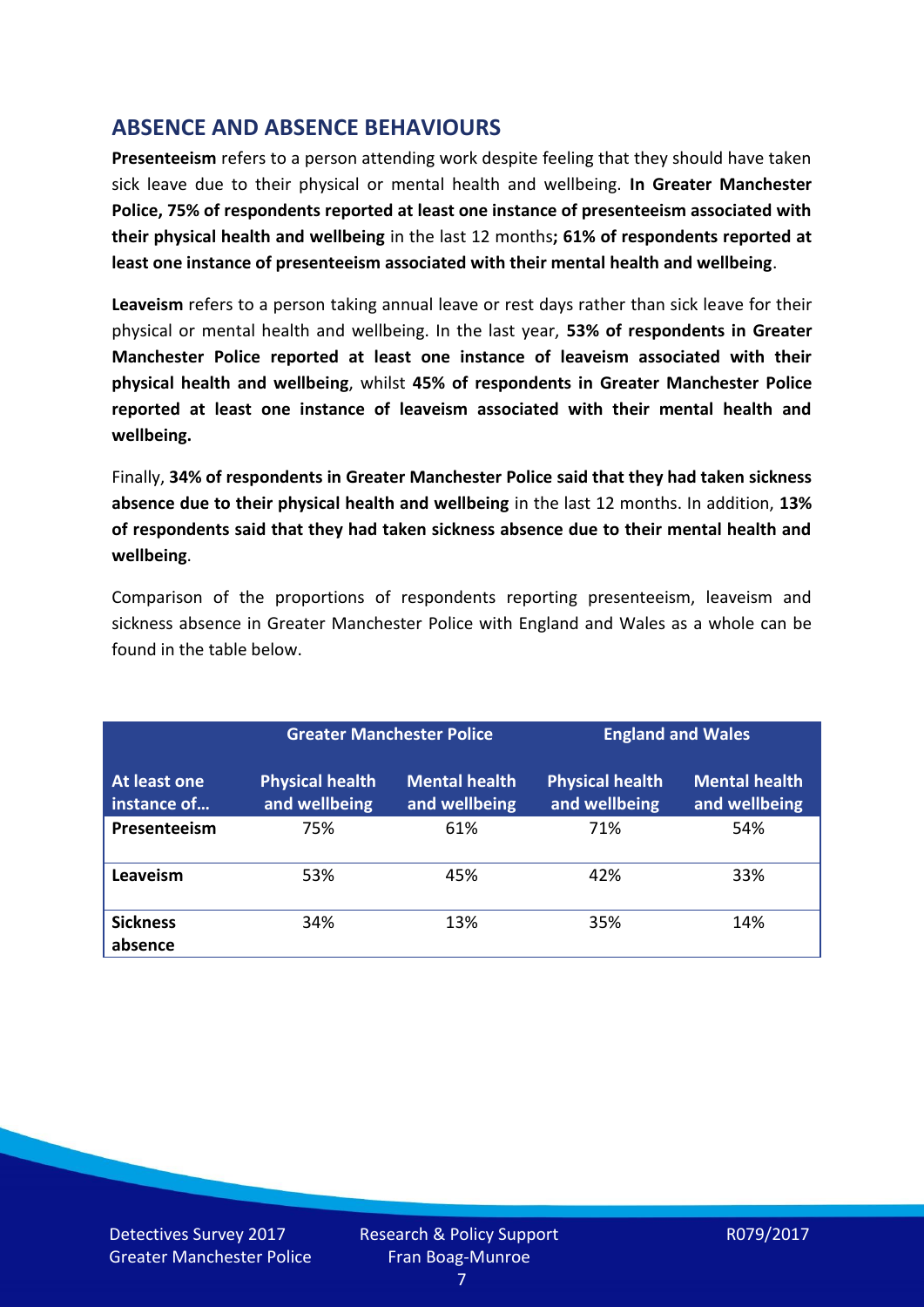## ABSENCE AND ABSENCE BEHAVIOURS

**Presenteeism** refers to a person attending work despite feeling that they should have taken sick leave due to their physical or mental health and wellbeing. **In Greater Manchester Police, 75% of respondents reported at least one instance of presenteeism associated with their physical health and wellbeing** in the last 12 months**; 61% of respondents reported at least one instance of presenteeism associated with their mental health and wellbeing**.

**Leaveism** refers to a person taking annual leave or rest days rather than sick leave for their physical or mental health and wellbeing. In the last year, **53% of respondents in Greater Manchester Police reported at least one instance of leaveism associated with their physical health and wellbeing**, whilst **45% of respondents in Greater Manchester Police reported at least one instance of leaveism associated with their mental health and wellbeing.**

Finally, **34% of respondents in Greater Manchester Police said that they had taken sickness absence due to their physical health and wellbeing** in the last 12 months. In addition, **13% of respondents said that they had taken sickness absence due to their mental health and wellbeing**.

Comparison of the proportions of respondents reporting presenteeism, leaveism and sickness absence in Greater Manchester Police with England and Wales as a whole can be found in the table below.

| | Greater Manchester Police | | England and Wales | |
|---|---|---|---|---|
| **At least one instance of…** | **Physical health and wellbeing** | **Mental health and wellbeing** | **Physical health and wellbeing** | **Mental health and wellbeing** |
| **Presenteeism** | 75% | 61% | 71% | 54% |
| **Leaveism** | 53% | 45% | 42% | 33% |
| **Sickness absence** | 34% | 13% | 35% | 14% |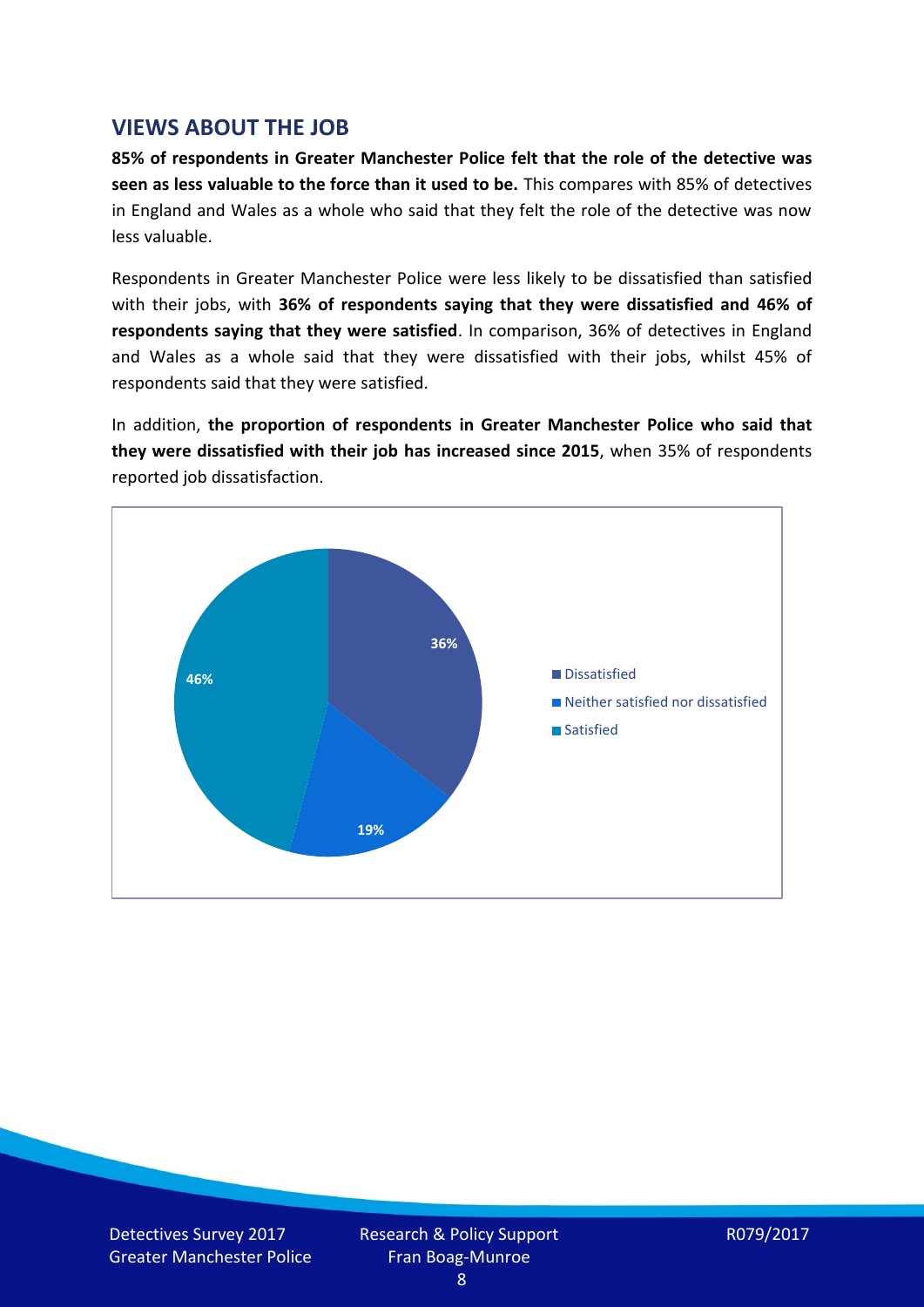## VIEWS ABOUT THE JOB

**85% of respondents in Greater Manchester Police felt that the role of the detective was seen as less valuable to the force than it used to be.** This compares with 85% of detectives in England and Wales as a whole who said that they felt the role of the detective was now less valuable.

Respondents in Greater Manchester Police were less likely to be dissatisfied than satisfied with their jobs, with **36% of respondents saying that they were dissatisfied and 46% of respondents saying that they were satisfied**. In comparison, 36% of detectives in England and Wales as a whole said that they were dissatisfied with their jobs, whilst 45% of respondents said that they were satisfied.

In addition, **the proportion of respondents in Greater Manchester Police who said that they were dissatisfied with their job has increased since 2015**, when 35% of respondents reported job dissatisfaction.

| Response | Percentage |
| --- | --- |
| Dissatisfied | 36% |
| Neither satisfied nor dissatisfied | 19% |
| Satisfied | 46% |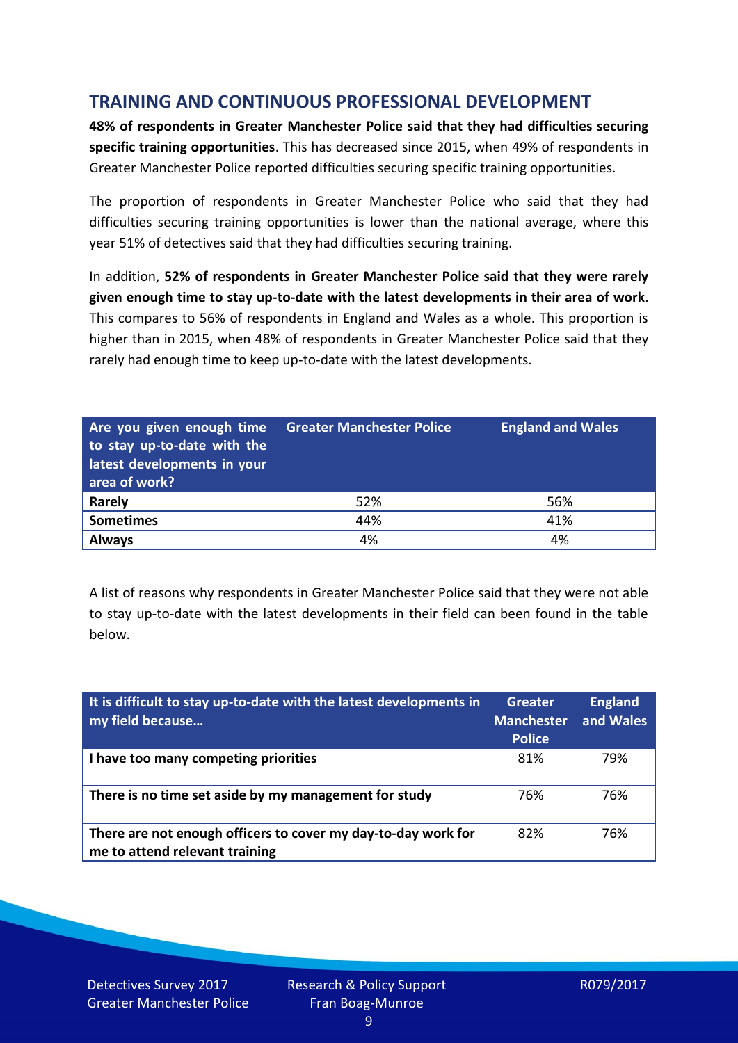## TRAINING AND CONTINUOUS PROFESSIONAL DEVELOPMENT

**48% of respondents in Greater Manchester Police said that they had difficulties securing specific training opportunities**. This has decreased since 2015, when 49% of respondents in Greater Manchester Police reported difficulties securing specific training opportunities.

The proportion of respondents in Greater Manchester Police who said that they had difficulties securing training opportunities is lower than the national average, where this year 51% of detectives said that they had difficulties securing training.

In addition, **52% of respondents in Greater Manchester Police said that they were rarely given enough time to stay up-to-date with the latest developments in their area of work**. This compares to 56% of respondents in England and Wales as a whole. This proportion is higher than in 2015, when 48% of respondents in Greater Manchester Police said that they rarely had enough time to keep up-to-date with the latest developments.

| Are you given enough time to stay up-to-date with the latest developments in your area of work? | Greater Manchester Police | England and Wales |
|---|---|---|
| **Rarely** | 52% | 56% |
| **Sometimes** | 44% | 41% |
| **Always** | 4% | 4% |

A list of reasons why respondents in Greater Manchester Police said that they were not able to stay up-to-date with the latest developments in their field can been found in the table below.

| It is difficult to stay up-to-date with the latest developments in my field because… | Greater Manchester Police | England and Wales |
|---|---|---|
| **I have too many competing priorities** | 81% | 79% |
| **There is no time set aside by my management for study** | 76% | 76% |
| **There are not enough officers to cover my day-to-day work for me to attend relevant training** | 82% | 76% |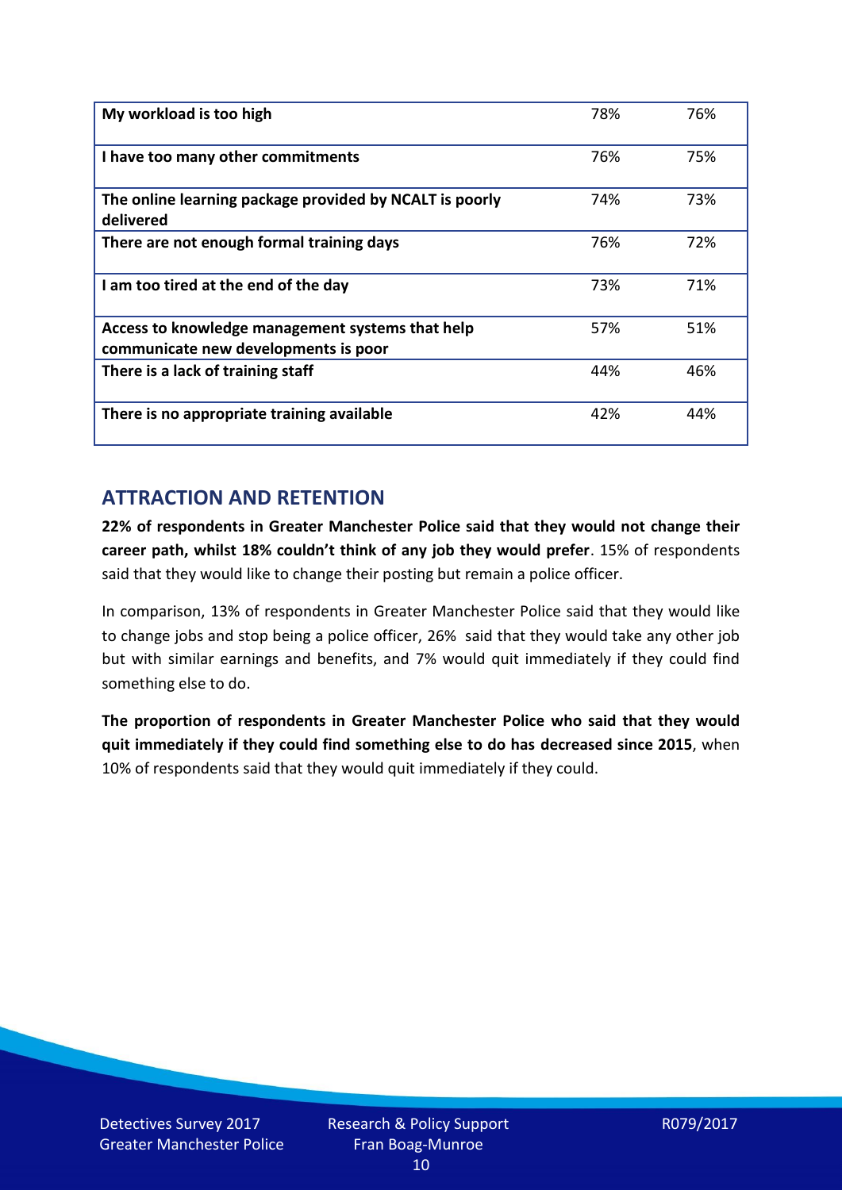| My workload is too high | 78% | 76% |
| --- | --- | --- |
| I have too many other commitments | 76% | 75% |
| The online learning package provided by NCALT is poorly delivered | 74% | 73% |
| There are not enough formal training days | 76% | 72% |
| I am too tired at the end of the day | 73% | 71% |
| Access to knowledge management systems that help communicate new developments is poor | 57% | 51% |
| There is a lack of training staff | 44% | 46% |
| There is no appropriate training available | 42% | 44% |

## ATTRACTION AND RETENTION

**22% of respondents in Greater Manchester Police said that they would not change their career path, whilst 18% couldn't think of any job they would prefer**. 15% of respondents said that they would like to change their posting but remain a police officer.

In comparison, 13% of respondents in Greater Manchester Police said that they would like to change jobs and stop being a police officer, 26% said that they would take any other job but with similar earnings and benefits, and 7% would quit immediately if they could find something else to do.

**The proportion of respondents in Greater Manchester Police who said that they would quit immediately if they could find something else to do has decreased since 2015**, when 10% of respondents said that they would quit immediately if they could.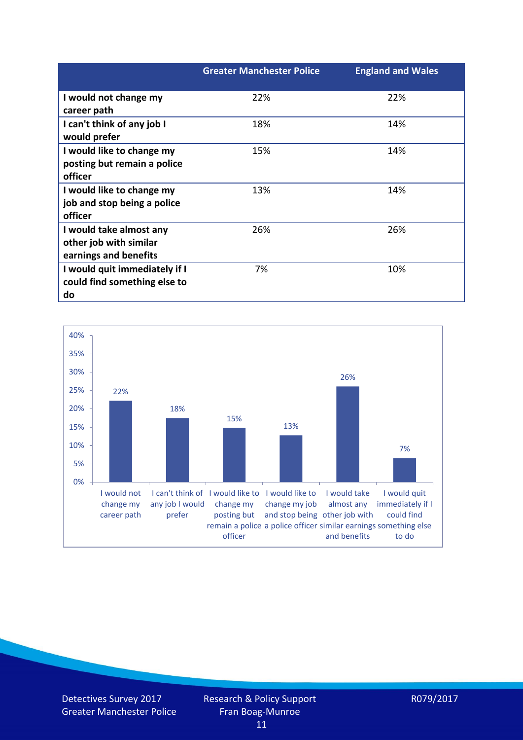| | Greater Manchester Police | England and Wales |
|---|---|---|
| **I would not change my career path** | 22% | 22% |
| **I can't think of any job I would prefer** | 18% | 14% |
| **I would like to change my posting but remain a police officer** | 15% | 14% |
| **I would like to change my job and stop being a police officer** | 13% | 14% |
| **I would take almost any other job with similar earnings and benefits** | 26% | 26% |
| **I would quit immediately if I could find something else to do** | 7% | 10% |

| Response | Percentage |
|---|---|
| I would not change my career path | 22% |
| I can't think of any job I would prefer | 18% |
| I would like to change my posting but remain a police officer | 15% |
| I would like to change my job and stop being a police officer | 13% |
| I would take almost any other job with similar earnings and benefits | 26% |
| I would quit immediately if I could find something else to do | 7% |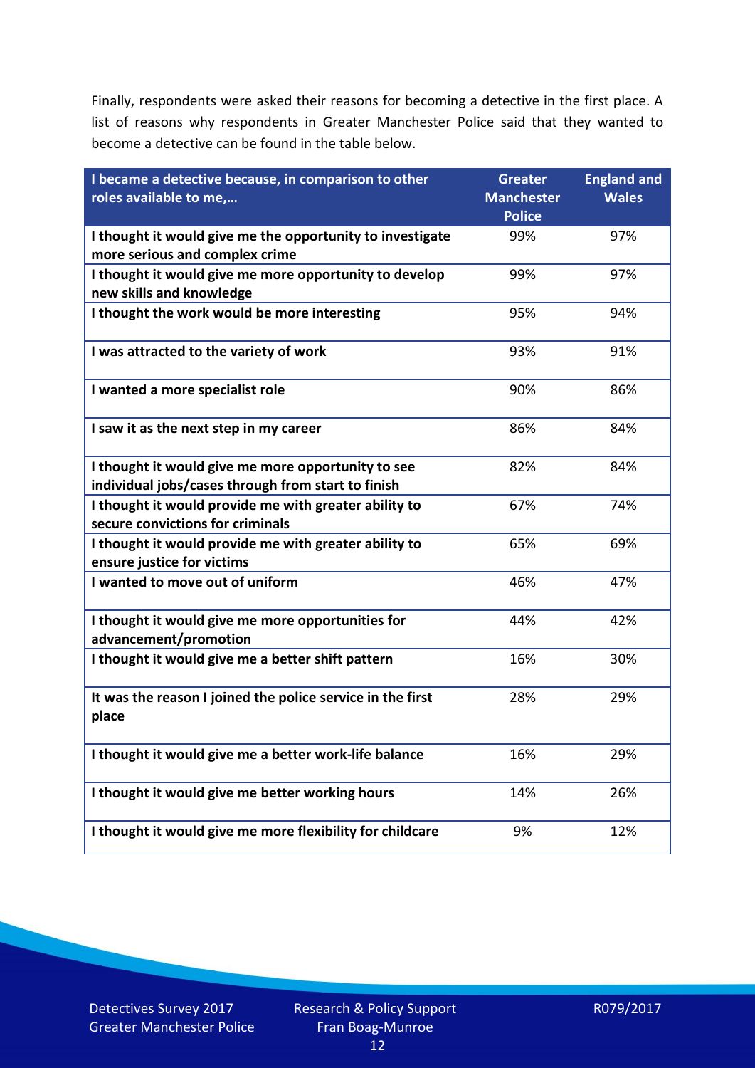Finally, respondents were asked their reasons for becoming a detective in the first place. A list of reasons why respondents in Greater Manchester Police said that they wanted to become a detective can be found in the table below.

| I became a detective because, in comparison to other roles available to me,… | Greater Manchester Police | England and Wales |
|---|---|---|
| I thought it would give me the opportunity to investigate more serious and complex crime | 99% | 97% |
| I thought it would give me more opportunity to develop new skills and knowledge | 99% | 97% |
| I thought the work would be more interesting | 95% | 94% |
| I was attracted to the variety of work | 93% | 91% |
| I wanted a more specialist role | 90% | 86% |
| I saw it as the next step in my career | 86% | 84% |
| I thought it would give me more opportunity to see individual jobs/cases through from start to finish | 82% | 84% |
| I thought it would provide me with greater ability to secure convictions for criminals | 67% | 74% |
| I thought it would provide me with greater ability to ensure justice for victims | 65% | 69% |
| I wanted to move out of uniform | 46% | 47% |
| I thought it would give me more opportunities for advancement/promotion | 44% | 42% |
| I thought it would give me a better shift pattern | 16% | 30% |
| It was the reason I joined the police service in the first place | 28% | 29% |
| I thought it would give me a better work-life balance | 16% | 29% |
| I thought it would give me better working hours | 14% | 26% |
| I thought it would give me more flexibility for childcare | 9% | 12% |